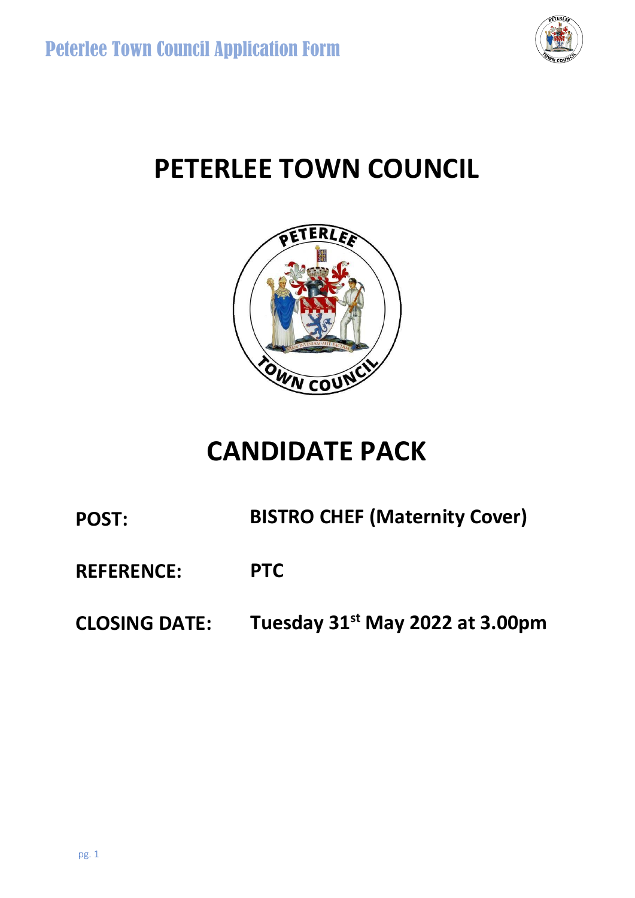# PETERLEE TOWN COUNCIL

# CANDIDATE PACK

**POST:** BISTRO CHEF (Maternity Cover)

**REFERENCE:** PTC

**CLOSING DATE:** Tuesday 31st May 2022 at 3.00pm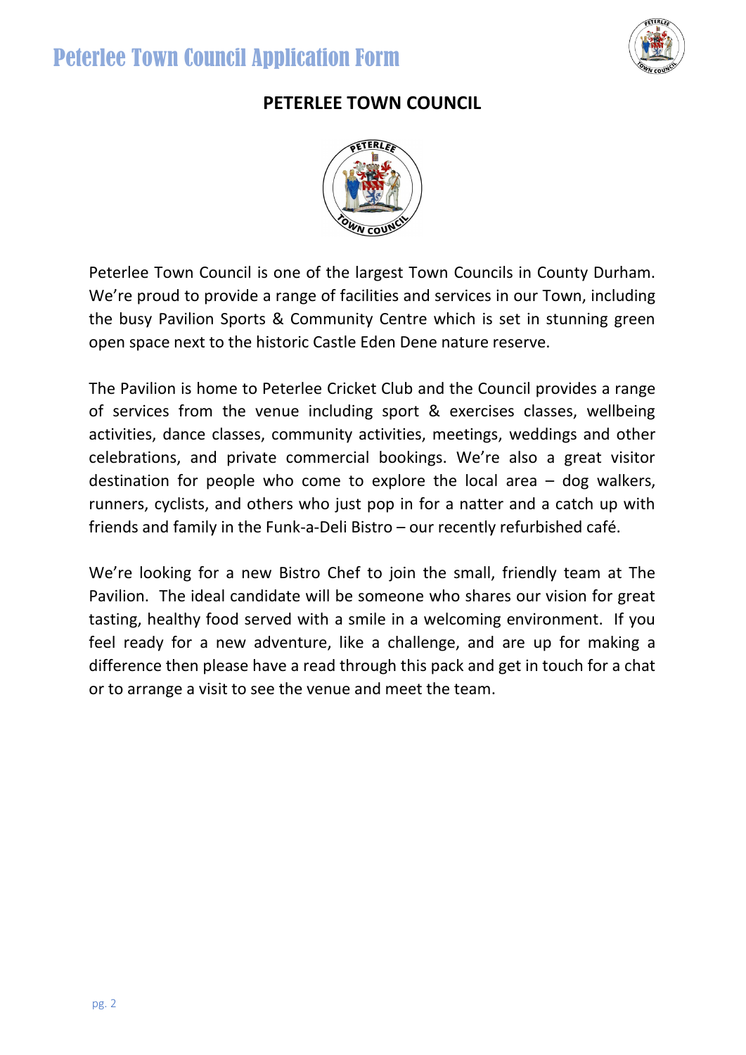# PETERLEE TOWN COUNCIL

Peterlee Town Council is one of the largest Town Councils in County Durham. We're proud to provide a range of facilities and services in our Town, including the busy Pavilion Sports & Community Centre which is set in stunning green open space next to the historic Castle Eden Dene nature reserve.

The Pavilion is home to Peterlee Cricket Club and the Council provides a range of services from the venue including sport & exercises classes, wellbeing activities, dance classes, community activities, meetings, weddings and other celebrations, and private commercial bookings. We're also a great visitor destination for people who come to explore the local area – dog walkers, runners, cyclists, and others who just pop in for a natter and a catch up with friends and family in the Funk-a-Deli Bistro – our recently refurbished café.

We're looking for a new Bistro Chef to join the small, friendly team at The Pavilion. The ideal candidate will be someone who shares our vision for great tasting, healthy food served with a smile in a welcoming environment. If you feel ready for a new adventure, like a challenge, and are up for making a difference then please have a read through this pack and get in touch for a chat or to arrange a visit to see the venue and meet the team.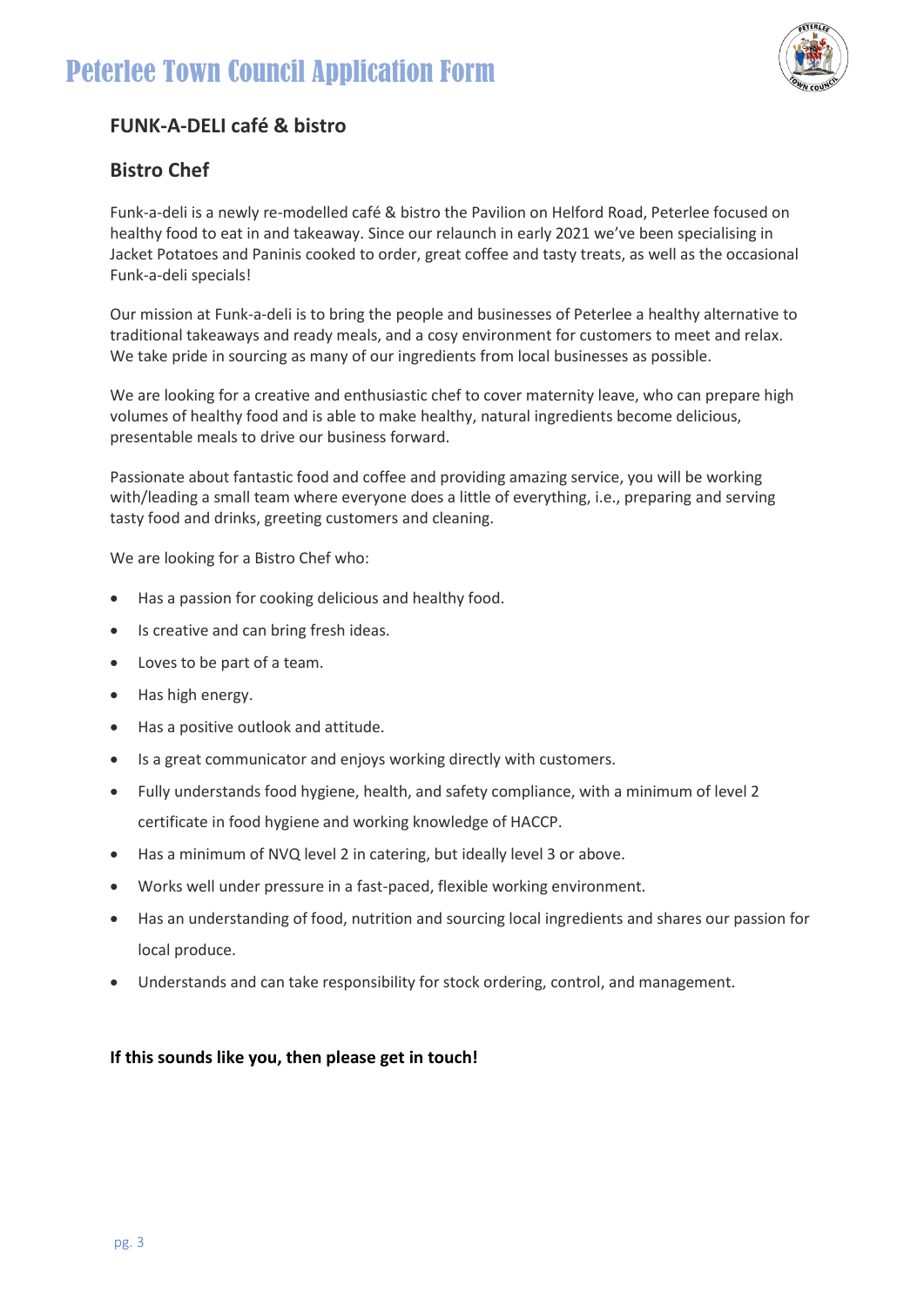# Peterlee Town Council Application Form

## FUNK-A-DELI café & bistro

## Bistro Chef

Funk-a-deli is a newly re-modelled café & bistro the Pavilion on Helford Road, Peterlee focused on healthy food to eat in and takeaway. Since our relaunch in early 2021 we've been specialising in Jacket Potatoes and Paninis cooked to order, great coffee and tasty treats, as well as the occasional Funk-a-deli specials!

Our mission at Funk-a-deli is to bring the people and businesses of Peterlee a healthy alternative to traditional takeaways and ready meals, and a cosy environment for customers to meet and relax. We take pride in sourcing as many of our ingredients from local businesses as possible.

We are looking for a creative and enthusiastic chef to cover maternity leave, who can prepare high volumes of healthy food and is able to make healthy, natural ingredients become delicious, presentable meals to drive our business forward.

Passionate about fantastic food and coffee and providing amazing service, you will be working with/leading a small team where everyone does a little of everything, i.e., preparing and serving tasty food and drinks, greeting customers and cleaning.

We are looking for a Bistro Chef who:

- Has a passion for cooking delicious and healthy food.
- Is creative and can bring fresh ideas.
- Loves to be part of a team.
- Has high energy.
- Has a positive outlook and attitude.
- Is a great communicator and enjoys working directly with customers.
- Fully understands food hygiene, health, and safety compliance, with a minimum of level 2 certificate in food hygiene and working knowledge of HACCP.
- Has a minimum of NVQ level 2 in catering, but ideally level 3 or above.
- Works well under pressure in a fast-paced, flexible working environment.
- Has an understanding of food, nutrition and sourcing local ingredients and shares our passion for local produce.
- Understands and can take responsibility for stock ordering, control, and management.

**If this sounds like you, then please get in touch!**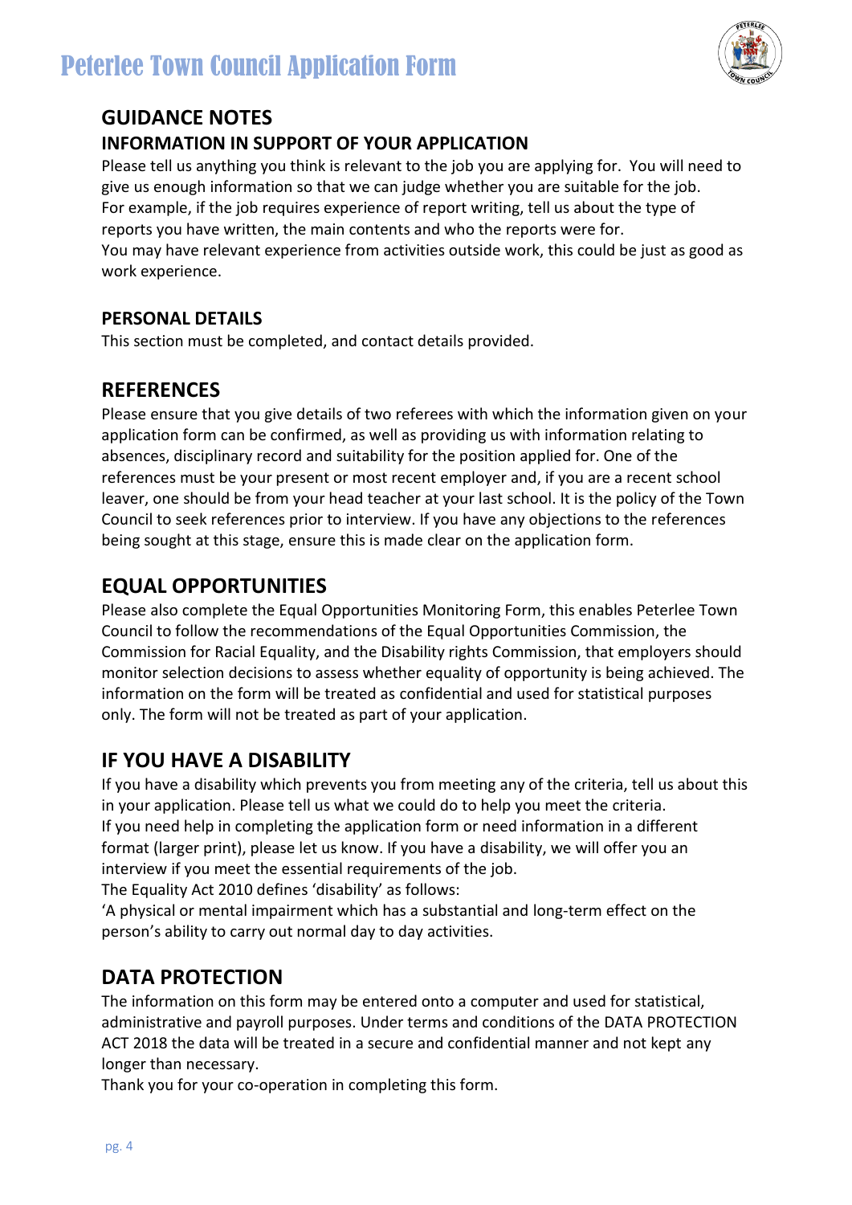# Peterlee Town Council Application Form

## GUIDANCE NOTES

### INFORMATION IN SUPPORT OF YOUR APPLICATION

Please tell us anything you think is relevant to the job you are applying for. You will need to give us enough information so that we can judge whether you are suitable for the job.
For example, if the job requires experience of report writing, tell us about the type of reports you have written, the main contents and who the reports were for.
You may have relevant experience from activities outside work, this could be just as good as work experience.

### PERSONAL DETAILS

This section must be completed, and contact details provided.

## REFERENCES

Please ensure that you give details of two referees with which the information given on your application form can be confirmed, as well as providing us with information relating to absences, disciplinary record and suitability for the position applied for. One of the references must be your present or most recent employer and, if you are a recent school leaver, one should be from your head teacher at your last school. It is the policy of the Town Council to seek references prior to interview. If you have any objections to the references being sought at this stage, ensure this is made clear on the application form.

## EQUAL OPPORTUNITIES

Please also complete the Equal Opportunities Monitoring Form, this enables Peterlee Town Council to follow the recommendations of the Equal Opportunities Commission, the Commission for Racial Equality, and the Disability rights Commission, that employers should monitor selection decisions to assess whether equality of opportunity is being achieved. The information on the form will be treated as confidential and used for statistical purposes only. The form will not be treated as part of your application.

## IF YOU HAVE A DISABILITY

If you have a disability which prevents you from meeting any of the criteria, tell us about this in your application. Please tell us what we could do to help you meet the criteria.
If you need help in completing the application form or need information in a different format (larger print), please let us know. If you have a disability, we will offer you an interview if you meet the essential requirements of the job.
The Equality Act 2010 defines 'disability' as follows:
'A physical or mental impairment which has a substantial and long-term effect on the person's ability to carry out normal day to day activities.

## DATA PROTECTION

The information on this form may be entered onto a computer and used for statistical, administrative and payroll purposes. Under terms and conditions of the DATA PROTECTION ACT 2018 the data will be treated in a secure and confidential manner and not kept any longer than necessary.
Thank you for your co-operation in completing this form.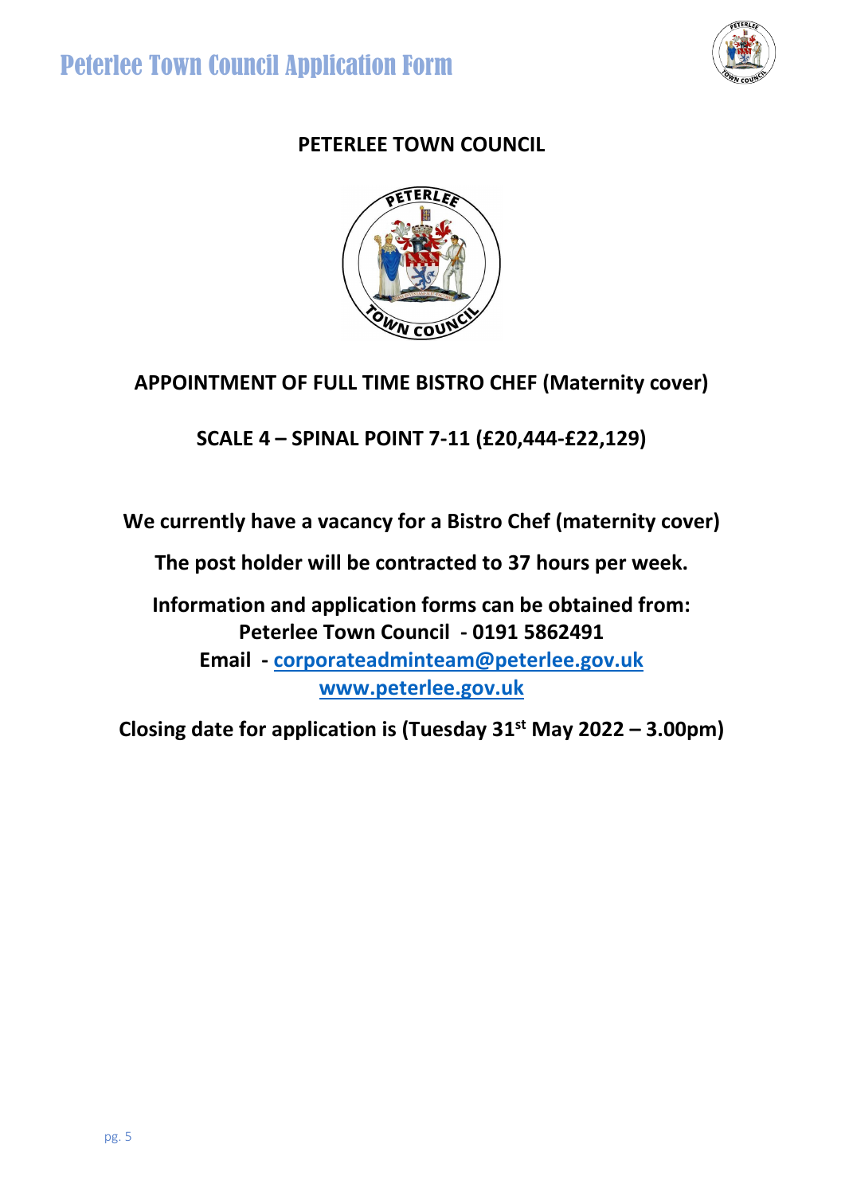# PETERLEE TOWN COUNCIL

## APPOINTMENT OF FULL TIME BISTRO CHEF (Maternity cover)

## SCALE 4 – SPINAL POINT 7-11 (£20,444-£22,129)

**We currently have a vacancy for a Bistro Chef (maternity cover)**

**The post holder will be contracted to 37 hours per week.**

**Information and application forms can be obtained from:**
**Peterlee Town Council - 0191 5862491**
**Email - corporateadminteam@peterlee.gov.uk**
**www.peterlee.gov.uk**

**Closing date for application is (Tuesday 31st May 2022 – 3.00pm)**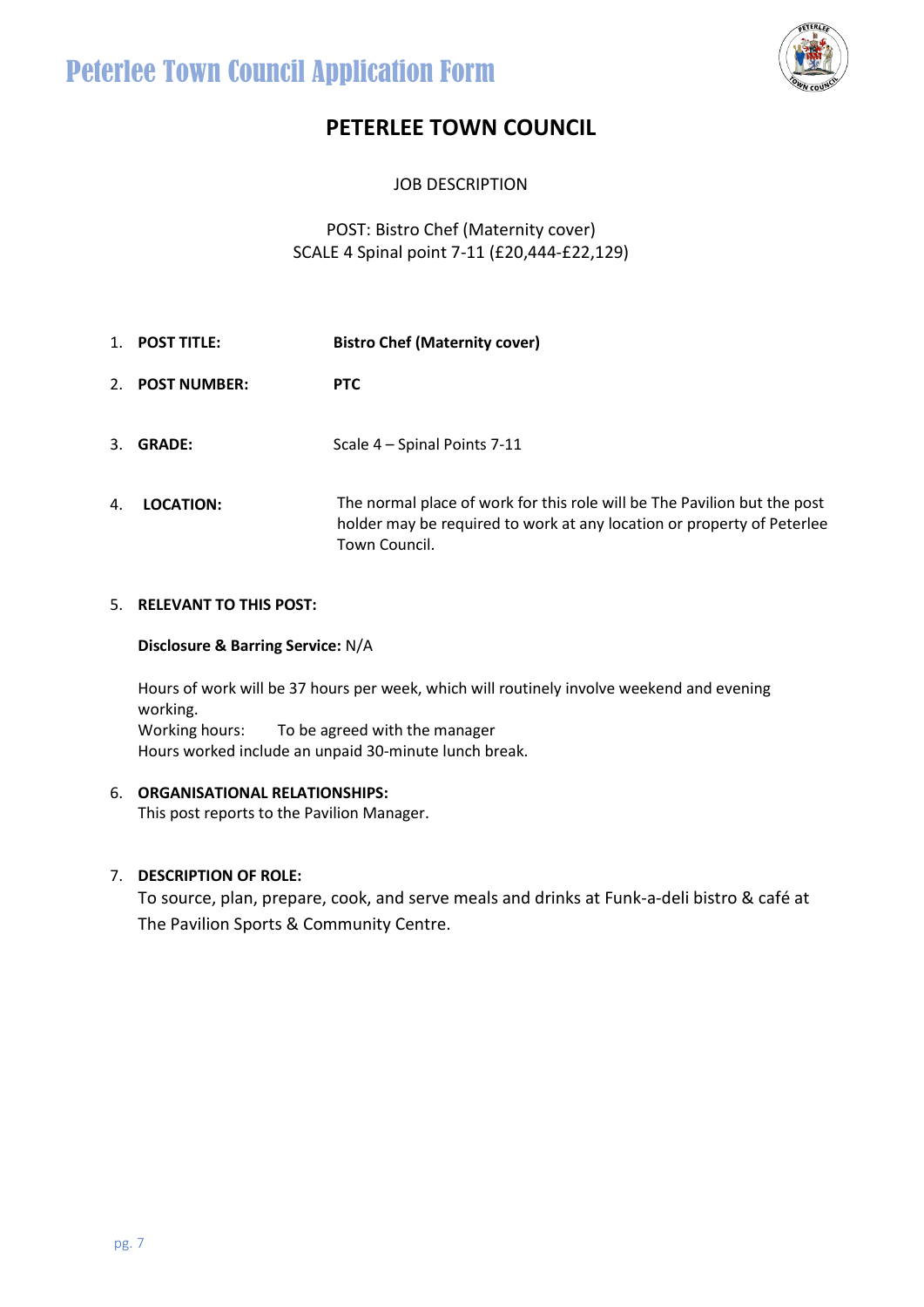# PETERLEE TOWN COUNCIL

JOB DESCRIPTION

POST: Bistro Chef (Maternity cover)
SCALE 4 Spinal point 7-11 (£20,444-£22,129)

1. **POST TITLE:** **Bistro Chef (Maternity cover)**

2. **POST NUMBER:** **PTC**

3. **GRADE:** Scale 4 – Spinal Points 7-11

4. **LOCATION:** The normal place of work for this role will be The Pavilion but the post holder may be required to work at any location or property of Peterlee Town Council.

5. **RELEVANT TO THIS POST:**

   **Disclosure & Barring Service:** N/A

   Hours of work will be 37 hours per week, which will routinely involve weekend and evening working.
   Working hours: To be agreed with the manager
   Hours worked include an unpaid 30-minute lunch break.

6. **ORGANISATIONAL RELATIONSHIPS:**
   This post reports to the Pavilion Manager.

7. **DESCRIPTION OF ROLE:**
   To source, plan, prepare, cook, and serve meals and drinks at Funk-a-deli bistro & café at The Pavilion Sports & Community Centre.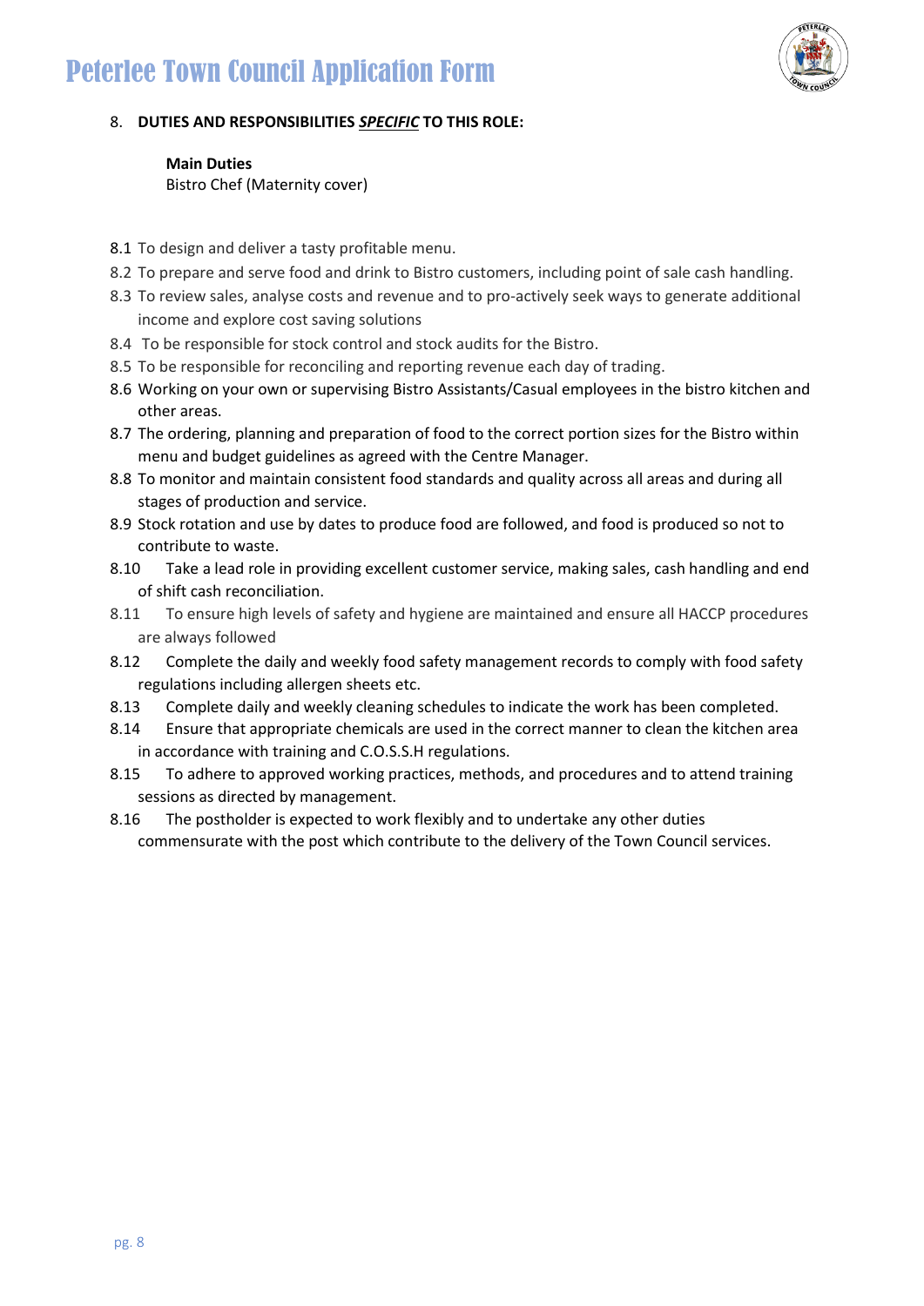8. **DUTIES AND RESPONSIBILITIES _SPECIFIC_ TO THIS ROLE:**

**Main Duties**
Bistro Chef (Maternity cover)

8.1 To design and deliver a tasty profitable menu.

8.2 To prepare and serve food and drink to Bistro customers, including point of sale cash handling.

8.3 To review sales, analyse costs and revenue and to pro-actively seek ways to generate additional income and explore cost saving solutions

8.4 To be responsible for stock control and stock audits for the Bistro.

8.5 To be responsible for reconciling and reporting revenue each day of trading.

8.6 Working on your own or supervising Bistro Assistants/Casual employees in the bistro kitchen and other areas.

8.7 The ordering, planning and preparation of food to the correct portion sizes for the Bistro within menu and budget guidelines as agreed with the Centre Manager.

8.8 To monitor and maintain consistent food standards and quality across all areas and during all stages of production and service.

8.9 Stock rotation and use by dates to produce food are followed, and food is produced so not to contribute to waste.

8.10 Take a lead role in providing excellent customer service, making sales, cash handling and end of shift cash reconciliation.

8.11 To ensure high levels of safety and hygiene are maintained and ensure all HACCP procedures are always followed

8.12 Complete the daily and weekly food safety management records to comply with food safety regulations including allergen sheets etc.

8.13 Complete daily and weekly cleaning schedules to indicate the work has been completed.

8.14 Ensure that appropriate chemicals are used in the correct manner to clean the kitchen area in accordance with training and C.O.S.S.H regulations.

8.15 To adhere to approved working practices, methods, and procedures and to attend training sessions as directed by management.

8.16 The postholder is expected to work flexibly and to undertake any other duties commensurate with the post which contribute to the delivery of the Town Council services.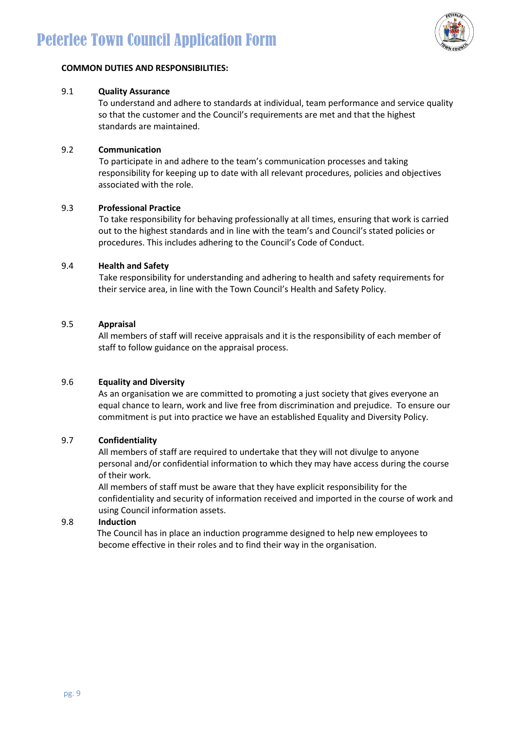**COMMON DUTIES AND RESPONSIBILITIES:**

9.1 **Quality Assurance**
To understand and adhere to standards at individual, team performance and service quality so that the customer and the Council's requirements are met and that the highest standards are maintained.

9.2 **Communication**
To participate in and adhere to the team's communication processes and taking responsibility for keeping up to date with all relevant procedures, policies and objectives associated with the role.

9.3 **Professional Practice**
To take responsibility for behaving professionally at all times, ensuring that work is carried out to the highest standards and in line with the team's and Council's stated policies or procedures. This includes adhering to the Council's Code of Conduct.

9.4 **Health and Safety**
Take responsibility for understanding and adhering to health and safety requirements for their service area, in line with the Town Council's Health and Safety Policy.

9.5 **Appraisal**
All members of staff will receive appraisals and it is the responsibility of each member of staff to follow guidance on the appraisal process.

9.6 **Equality and Diversity**
As an organisation we are committed to promoting a just society that gives everyone an equal chance to learn, work and live free from discrimination and prejudice. To ensure our commitment is put into practice we have an established Equality and Diversity Policy.

9.7 **Confidentiality**
All members of staff are required to undertake that they will not divulge to anyone personal and/or confidential information to which they may have access during the course of their work.
All members of staff must be aware that they have explicit responsibility for the confidentiality and security of information received and imported in the course of work and using Council information assets.

9.8 **Induction**
The Council has in place an induction programme designed to help new employees to become effective in their roles and to find their way in the organisation.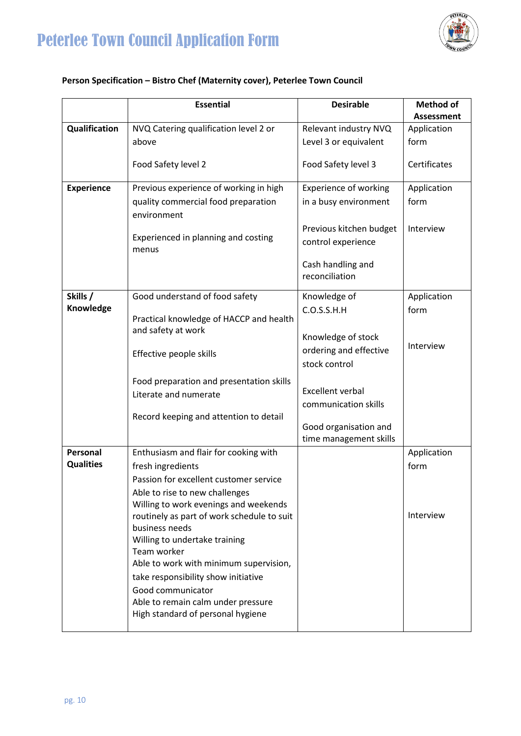**Person Specification – Bistro Chef (Maternity cover), Peterlee Town Council**

| | Essential | Desirable | Method of Assessment |
|---|---|---|---|
| **Qualification** | NVQ Catering qualification level 2 or above<br><br>Food Safety level 2 | Relevant industry NVQ Level 3 or equivalent<br><br>Food Safety level 3 | Application form<br><br>Certificates |
| **Experience** | Previous experience of working in high quality commercial food preparation environment<br><br>Experienced in planning and costing menus | Experience of working in a busy environment<br><br>Previous kitchen budget control experience<br><br>Cash handling and reconciliation | Application form<br><br>Interview |
| **Skills / Knowledge** | Good understand of food safety<br><br>Practical knowledge of HACCP and health and safety at work<br><br>Effective people skills<br><br>Food preparation and presentation skills<br>Literate and numerate<br><br>Record keeping and attention to detail | Knowledge of C.O.S.S.H.H<br><br>Knowledge of stock ordering and effective stock control<br><br>Excellent verbal communication skills<br><br>Good organisation and time management skills | Application form<br><br>Interview |
| **Personal Qualities** | Enthusiasm and flair for cooking with fresh ingredients<br>Passion for excellent customer service<br>Able to rise to new challenges<br>Willing to work evenings and weekends routinely as part of work schedule to suit business needs<br>Willing to undertake training<br>Team worker<br>Able to work with minimum supervision, take responsibility show initiative<br>Good communicator<br>Able to remain calm under pressure<br>High standard of personal hygiene | | Application form<br><br>Interview |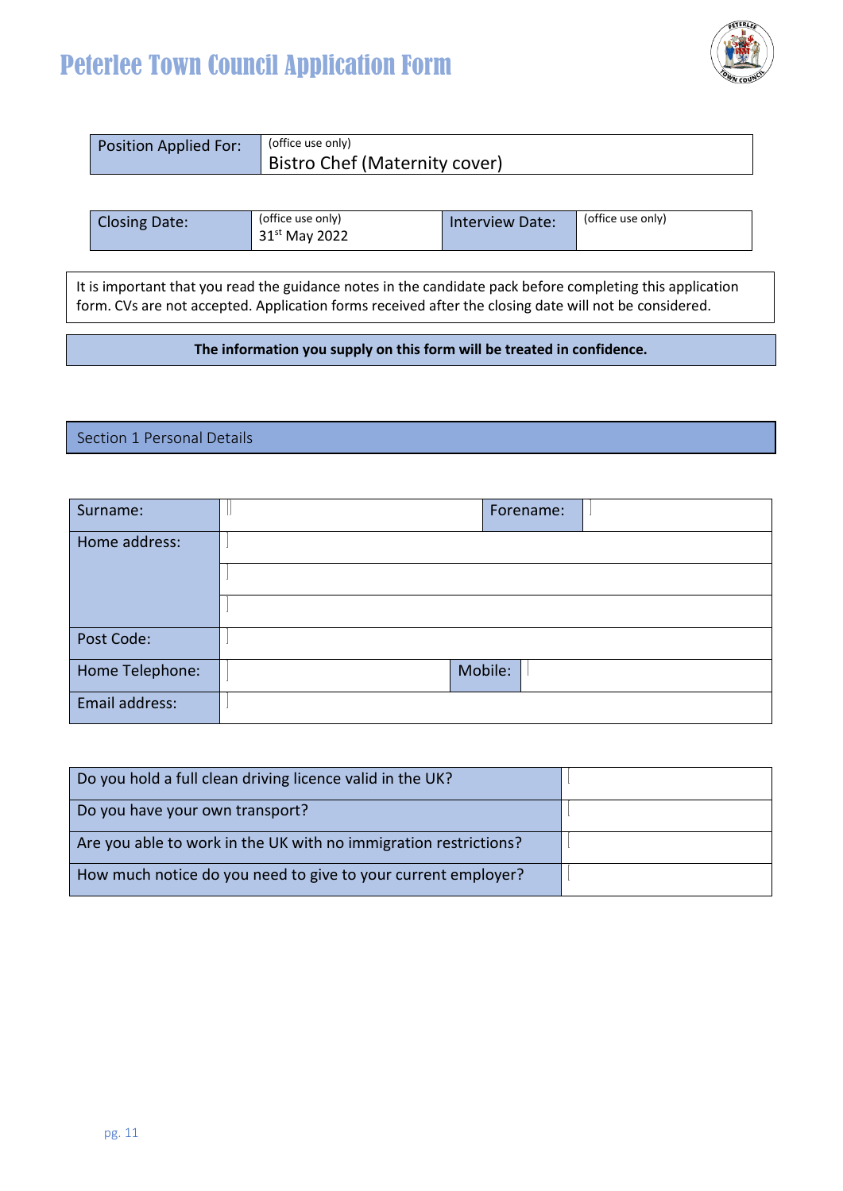# Peterlee Town Council Application Form

| Position Applied For: | (office use only) Bistro Chef (Maternity cover) |
|---|---|

| Closing Date: | (office use only) 31st May 2022 | Interview Date: | (office use only) |
|---|---|---|---|

It is important that you read the guidance notes in the candidate pack before completing this application form. CVs are not accepted. Application forms received after the closing date will not be considered.

**The information you supply on this form will be treated in confidence.**

## Section 1 Personal Details

| Surname: | | Forename: | |
|---|---|---|---|
| Home address: | | | |
| | | | |
| | | | |
| Post Code: | | | |
| Home Telephone: | | Mobile: | |
| Email address: | | | |

| Question | Answer |
|---|---|
| Do you hold a full clean driving licence valid in the UK? | |
| Do you have your own transport? | |
| Are you able to work in the UK with no immigration restrictions? | |
| How much notice do you need to give to your current employer? | |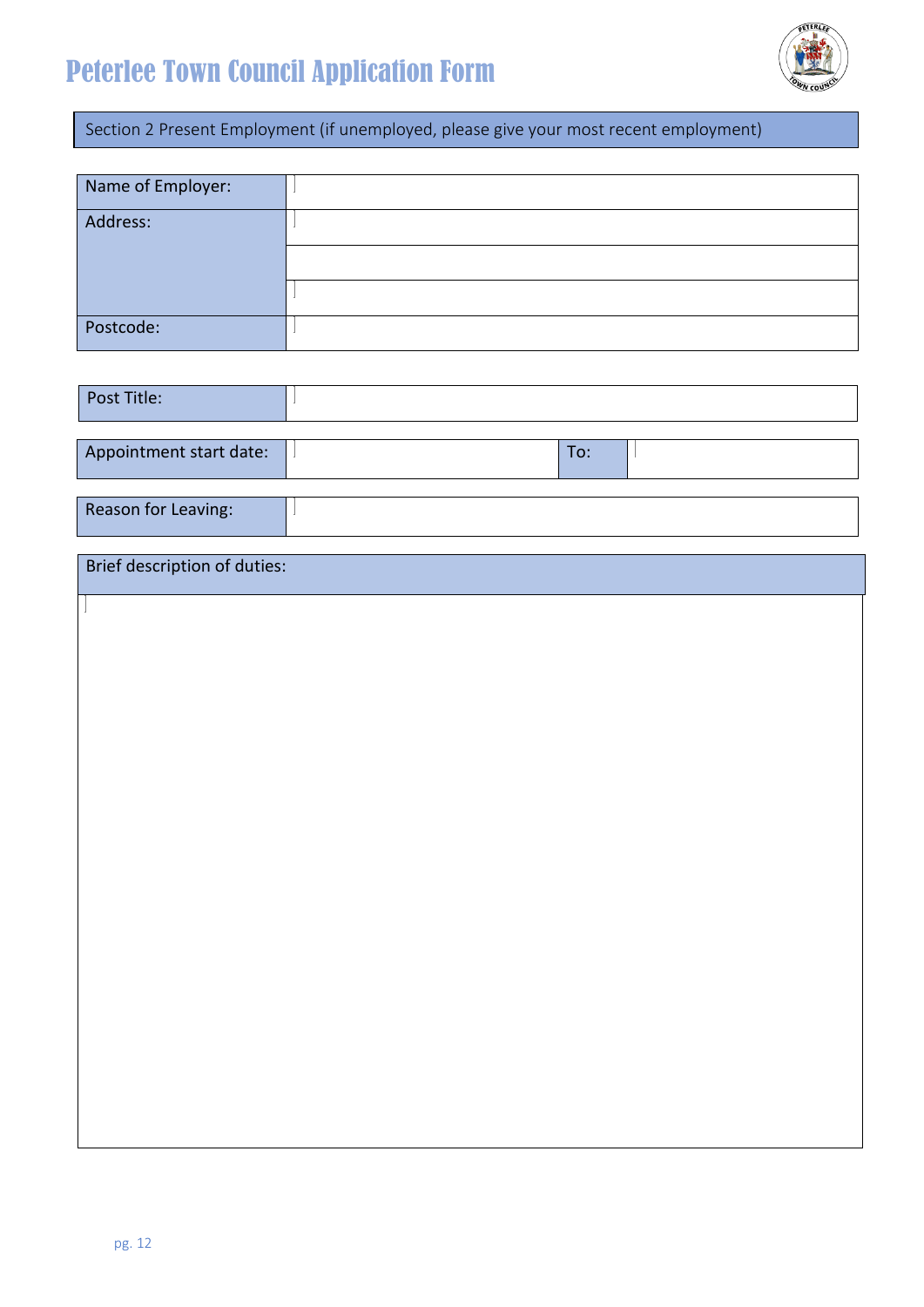# Peterlee Town Council Application Form

## Section 2 Present Employment (if unemployed, please give your most recent employment)

| Name of Employer: | |
|---|---|
| Address: | |
| | |
| | |
| Postcode: | |

| Post Title: | |
|---|---|

| Appointment start date: | | To: | |
|---|---|---|---|

| Reason for Leaving: | |
|---|---|

| Brief description of duties: |
|---|
| |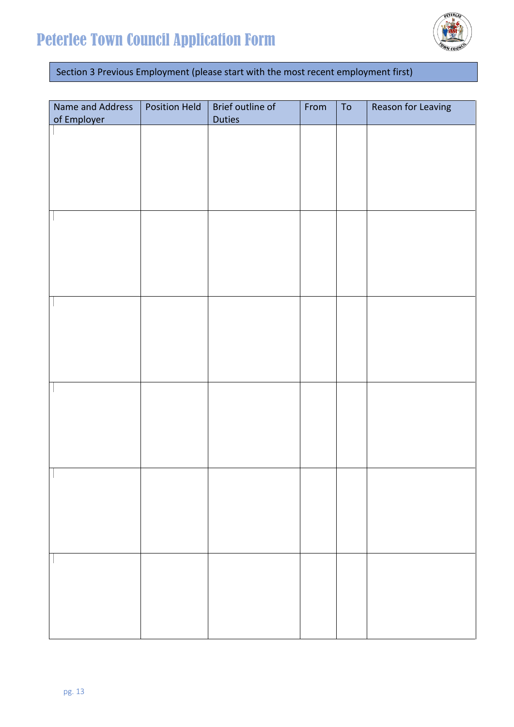# Peterlee Town Council Application Form

## Section 3 Previous Employment (please start with the most recent employment first)

| Name and Address of Employer | Position Held | Brief outline of Duties | From | To | Reason for Leaving |
|---|---|---|---|---|---|
| | | | | | |
| | | | | | |
| | | | | | |
| | | | | | |
| | | | | | |
| | | | | | |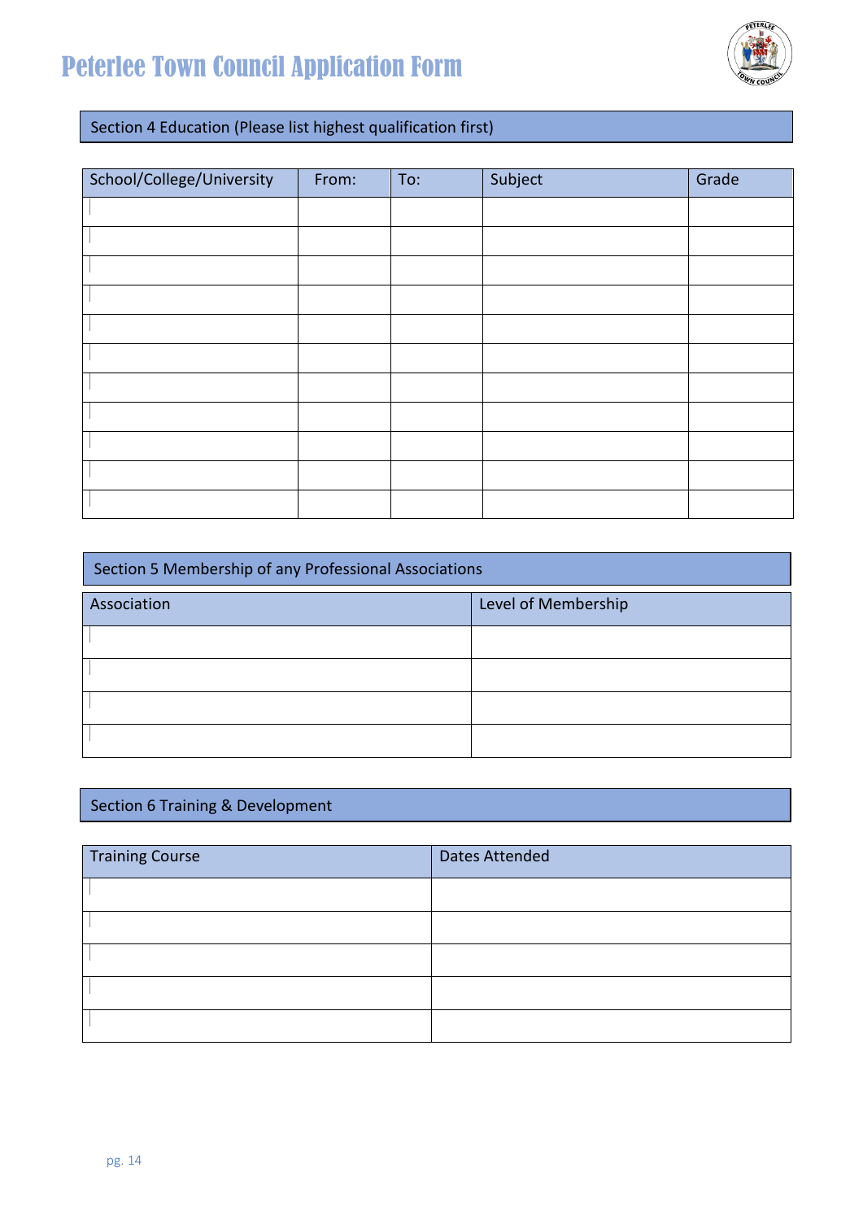# Peterlee Town Council Application Form

## Section 4 Education (Please list highest qualification first)

| School/College/University | From: | To: | Subject | Grade |
|---|---|---|---|---|
| | | | | |
| | | | | |
| | | | | |
| | | | | |
| | | | | |
| | | | | |
| | | | | |
| | | | | |
| | | | | |
| | | | | |
| | | | | |

## Section 5 Membership of any Professional Associations

| Association | Level of Membership |
|---|---|
| | |
| | |
| | |
| | |

## Section 6 Training & Development

| Training Course | Dates Attended |
|---|---|
| | |
| | |
| | |
| | |
| | |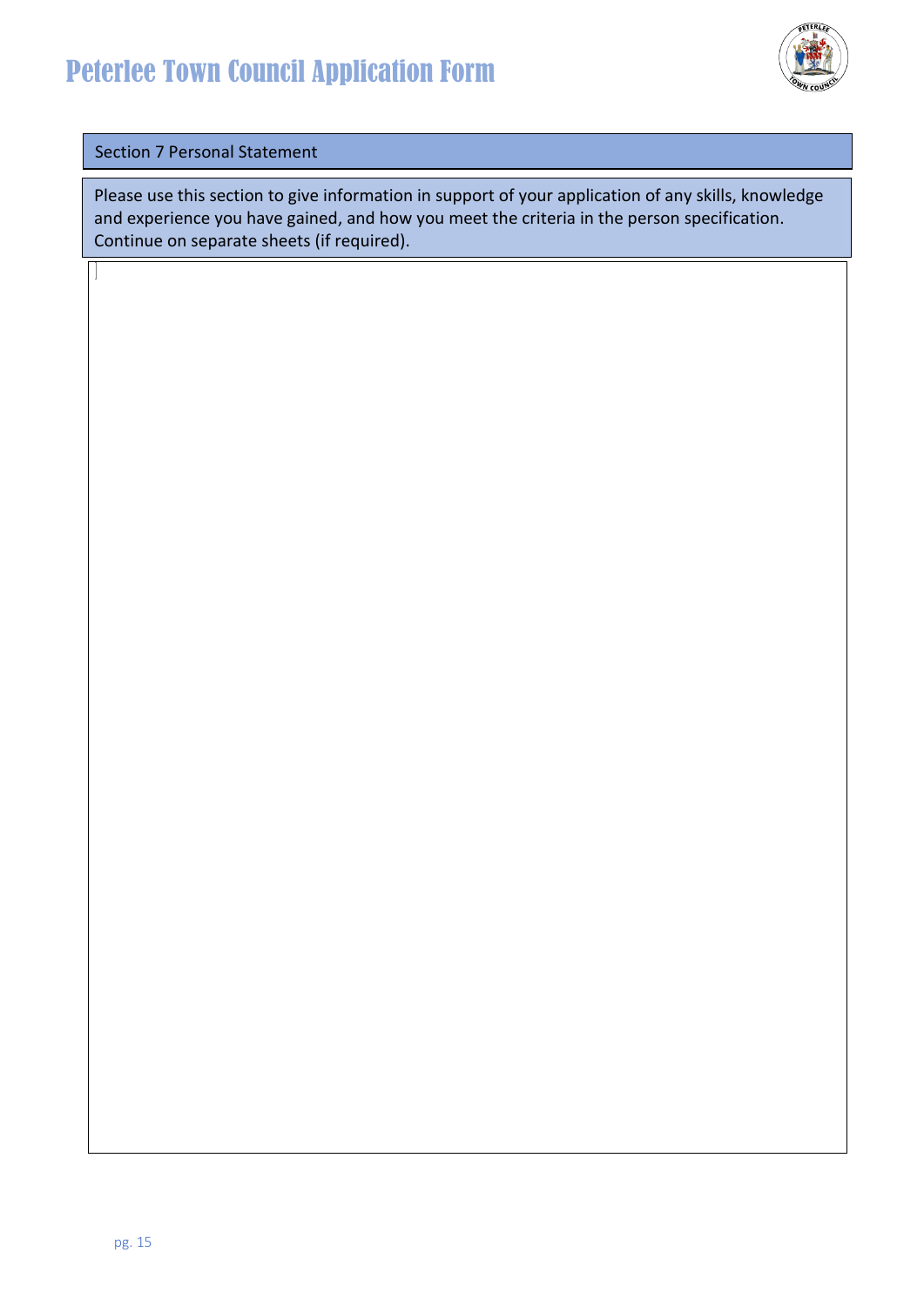# Peterlee Town Council Application Form

## Section 7 Personal Statement

Please use this section to give information in support of your application of any skills, knowledge and experience you have gained, and how you meet the criteria in the person specification. Continue on separate sheets (if required).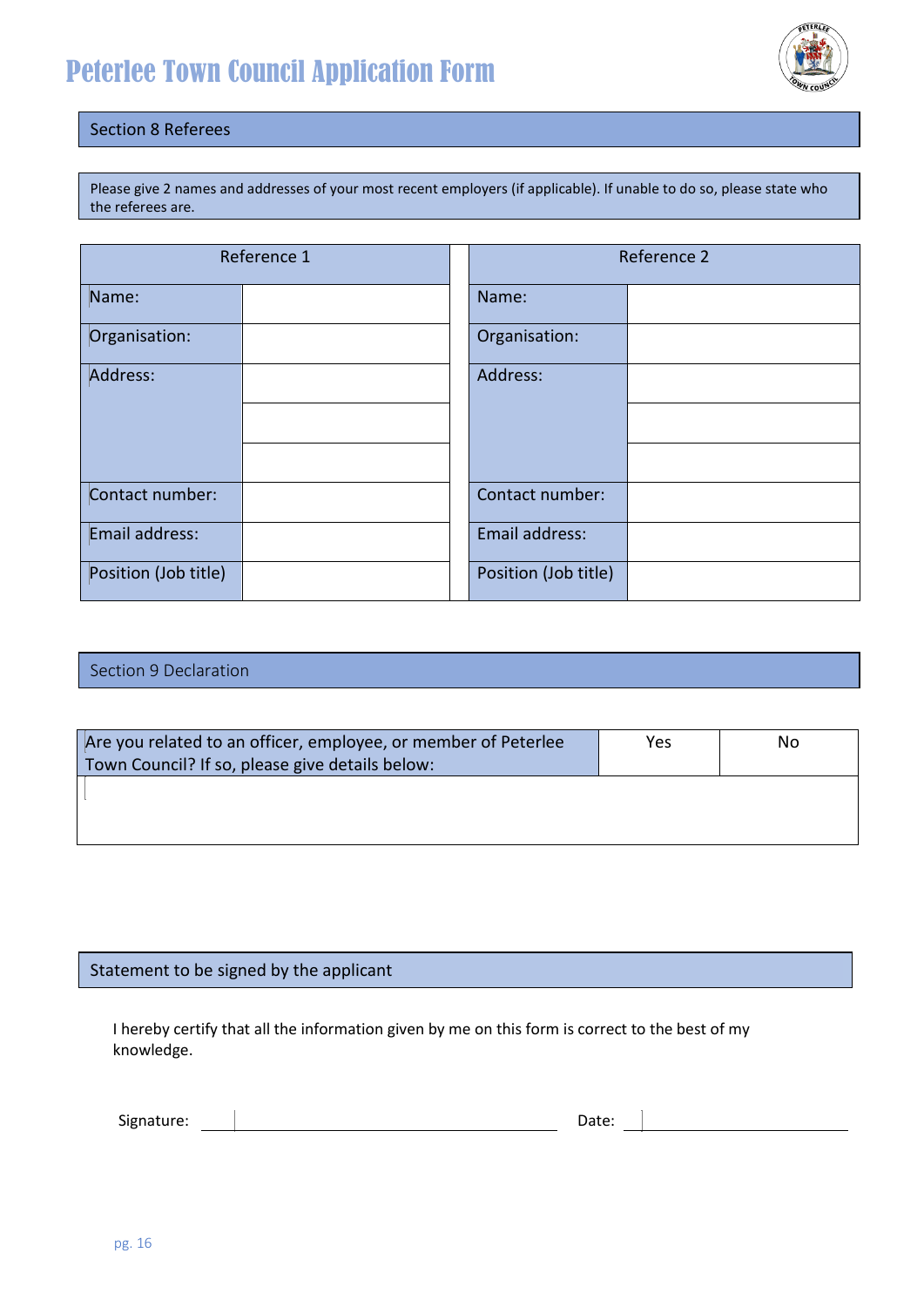# Peterlee Town Council Application Form

## Section 8 Referees

Please give 2 names and addresses of your most recent employers (if applicable). If unable to do so, please state who the referees are.

| Reference 1 | | | Reference 2 | |
|---|---|---|---|---|
| Name: | | | Name: | |
| Organisation: | | | Organisation: | |
| Address: | | | Address: | |
| | | | | |
| | | | | |
| Contact number: | | | Contact number: | |
| Email address: | | | Email address: | |
| Position (Job title) | | | Position (Job title) | |

## Section 9 Declaration

| Are you related to an officer, employee, or member of Peterlee Town Council? If so, please give details below: | Yes | No |
|---|---|---|
| | | |

## Statement to be signed by the applicant

I hereby certify that all the information given by me on this form is correct to the best of my knowledge.

Signature: ______________________ Date: ______________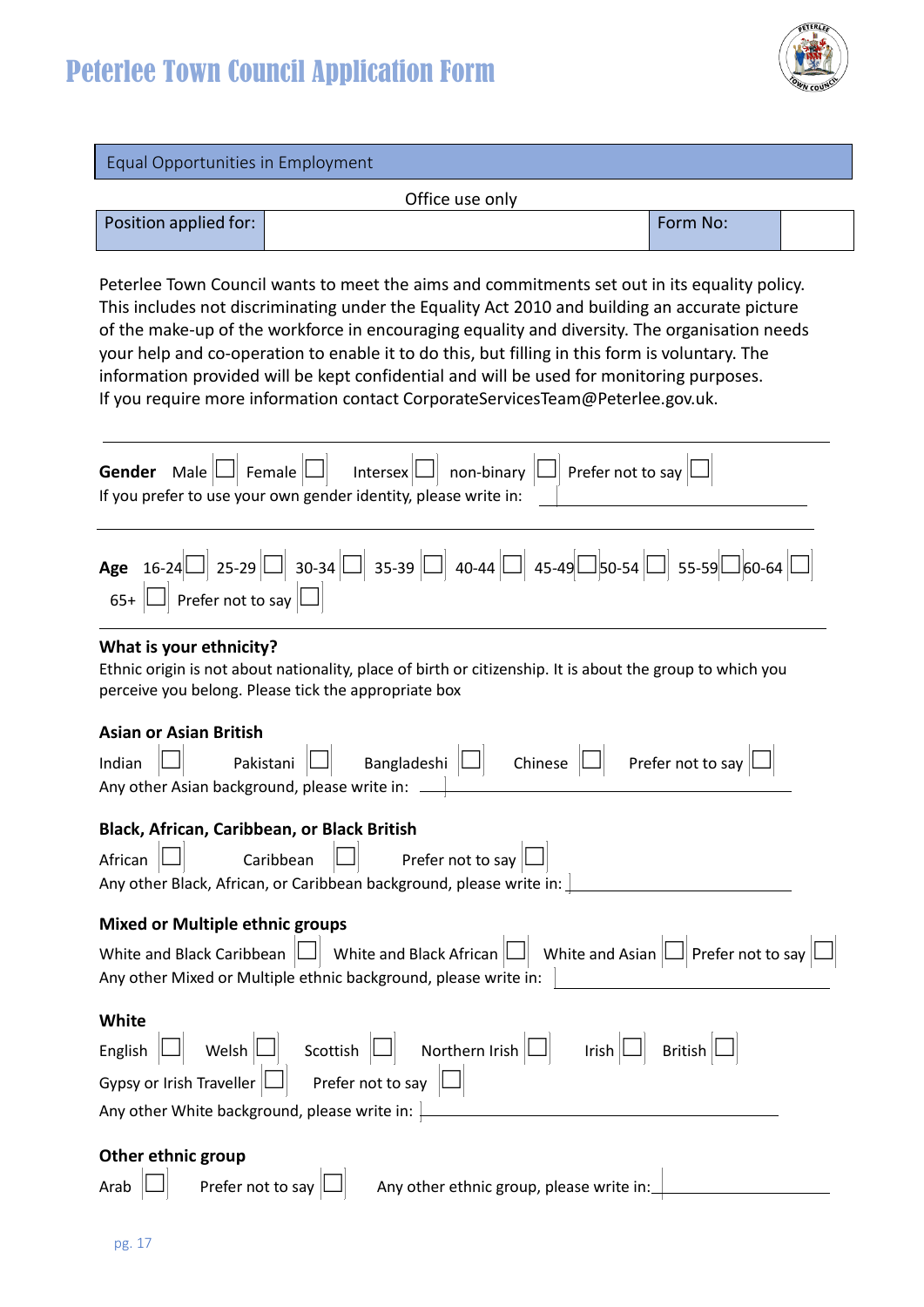# Peterlee Town Council Application Form

## Equal Opportunities in Employment

Office use only

| Position applied for: | | Form No: | |
|---|---|---|---|

Peterlee Town Council wants to meet the aims and commitments set out in its equality policy. This includes not discriminating under the Equality Act 2010 and building an accurate picture of the make-up of the workforce in encouraging equality and diversity. The organisation needs your help and co-operation to enable it to do this, but filling in this form is voluntary. The information provided will be kept confidential and will be used for monitoring purposes. If you require more information contact CorporateServicesTeam@Peterlee.gov.uk.

---

**Gender** Male ☐ Female ☐ Intersex ☐ non-binary ☐ Prefer not to say ☐

If you prefer to use your own gender identity, please write in: ____________

---

**Age** 16-24 ☐ 25-29 ☐ 30-34 ☐ 35-39 ☐ 40-44 ☐ 45-49 ☐ 50-54 ☐ 55-59 ☐ 60-64 ☐ 65+ ☐ Prefer not to say ☐

---

**What is your ethnicity?**

Ethnic origin is not about nationality, place of birth or citizenship. It is about the group to which you perceive you belong. Please tick the appropriate box

**Asian or Asian British**

Indian ☐ Pakistani ☐ Bangladeshi ☐ Chinese ☐ Prefer not to say ☐

Any other Asian background, please write in: ____________

**Black, African, Caribbean, or Black British**

African ☐ Caribbean ☐ Prefer not to say ☐

Any other Black, African, or Caribbean background, please write in: ____________

**Mixed or Multiple ethnic groups**

White and Black Caribbean ☐ White and Black African ☐ White and Asian ☐ Prefer not to say ☐

Any other Mixed or Multiple ethnic background, please write in: ____________

**White**

English ☐ Welsh ☐ Scottish ☐ Northern Irish ☐ Irish ☐ British ☐

Gypsy or Irish Traveller ☐ Prefer not to say ☐

Any other White background, please write in: ____________

**Other ethnic group**

Arab ☐ Prefer not to say ☐ Any other ethnic group, please write in: ____________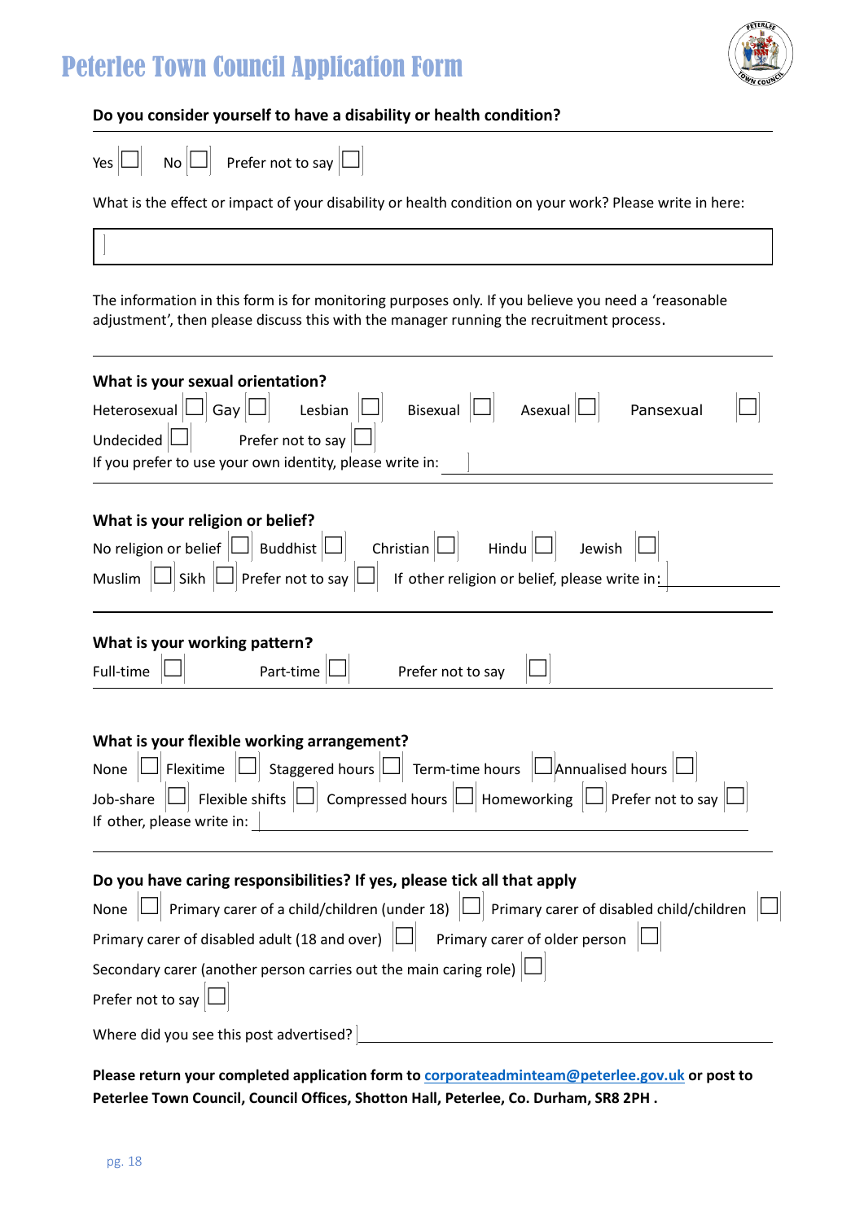# Peterlee Town Council Application Form

**Do you consider yourself to have a disability or health condition?**

Yes ☐ No ☐ Prefer not to say ☐

What is the effect or impact of your disability or health condition on your work? Please write in here:

The information in this form is for monitoring purposes only. If you believe you need a 'reasonable adjustment', then please discuss this with the manager running the recruitment process.

**What is your sexual orientation?**

Heterosexual ☐ Gay ☐ Lesbian ☐ Bisexual ☐ Asexual ☐ Pansexual ☐

Undecided ☐ Prefer not to say ☐

If you prefer to use your own identity, please write in: ______

**What is your religion or belief?**

No religion or belief ☐ Buddhist ☐ Christian ☐ Hindu ☐ Jewish ☐

Muslim ☐ Sikh ☐ Prefer not to say ☐ If other religion or belief, please write in: ______

**What is your working pattern?**

Full-time ☐ Part-time ☐ Prefer not to say ☐

**What is your flexible working arrangement?**

None ☐ Flexitime ☐ Staggered hours ☐ Term-time hours ☐ Annualised hours ☐

Job-share ☐ Flexible shifts ☐ Compressed hours ☐ Homeworking ☐ Prefer not to say ☐

If other, please write in: ______

**Do you have caring responsibilities? If yes, please tick all that apply**

None ☐ Primary carer of a child/children (under 18) ☐ Primary carer of disabled child/children ☐

Primary carer of disabled adult (18 and over) ☐ Primary carer of older person ☐

Secondary carer (another person carries out the main caring role) ☐

Prefer not to say ☐

Where did you see this post advertised? ______

**Please return your completed application form to corporateadminteam@peterlee.gov.uk or post to Peterlee Town Council, Council Offices, Shotton Hall, Peterlee, Co. Durham, SR8 2PH .**